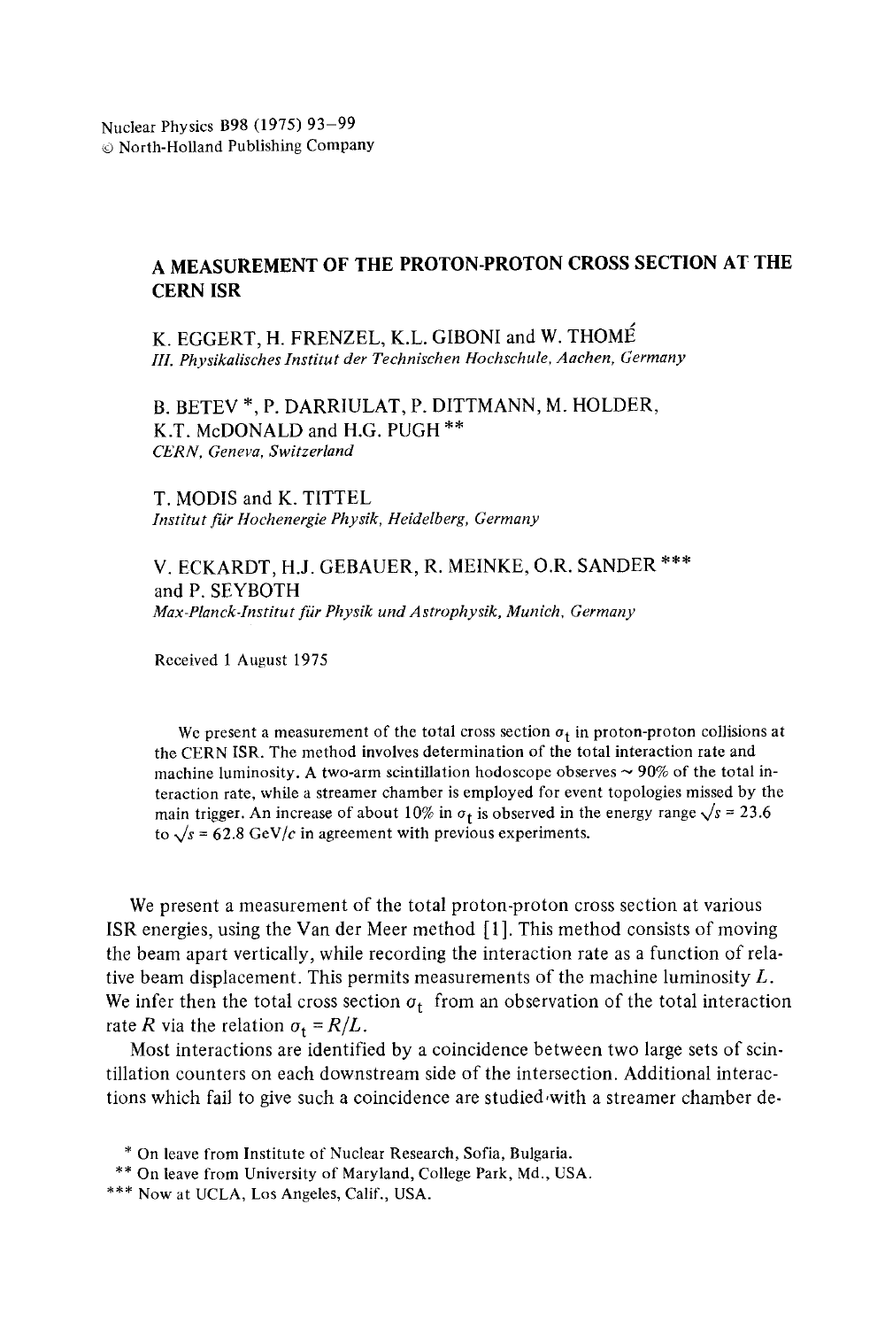Nuclear Physics B98 (1975) 93–99
© North-Holland Publishing Company

# A MEASUREMENT OF THE PROTON-PROTON CROSS SECTION AT THE CERN ISR

K. EGGERT, H. FRENZEL, K.L. GIBONI and W. THOMÉ
*III. Physikalisches Institut der Technischen Hochschule, Aachen, Germany*

B. BETEV *, P. DARRIULAT, P. DITTMANN, M. HOLDER, K.T. McDONALD and H.G. PUGH **
*CERN, Geneva, Switzerland*

T. MODIS and K. TITTEL
*Institut für Hochenergie Physik, Heidelberg, Germany*

V. ECKARDT, H.J. GEBAUER, R. MEINKE, O.R. SANDER *** and P. SEYBOTH
*Max-Planck-Institut für Physik und Astrophysik, Munich, Germany*

Received 1 August 1975

> We present a measurement of the total cross section $\sigma_t$ in proton-proton collisions at the CERN ISR. The method involves determination of the total interaction rate and machine luminosity. A two-arm scintillation hodoscope observes ~ 90% of the total interaction rate, while a streamer chamber is employed for event topologies missed by the main trigger. An increase of about 10% in $\sigma_t$ is observed in the energy range $\sqrt{s}$ = 23.6 to $\sqrt{s}$ = 62.8 GeV/$c$ in agreement with previous experiments.

We present a measurement of the total proton-proton cross section at various ISR energies, using the Van der Meer method [1]. This method consists of moving the beam apart vertically, while recording the interaction rate as a function of relative beam displacement. This permits measurements of the machine luminosity $L$. We infer then the total cross section $\sigma_t$ from an observation of the total interaction rate $R$ via the relation $\sigma_t = R/L$.

Most interactions are identified by a coincidence between two large sets of scintillation counters on each downstream side of the intersection. Additional interactions which fail to give such a coincidence are studied with a streamer chamber de-

* On leave from Institute of Nuclear Research, Sofia, Bulgaria.
** On leave from University of Maryland, College Park, Md., USA.
*** Now at UCLA, Los Angeles, Calif., USA.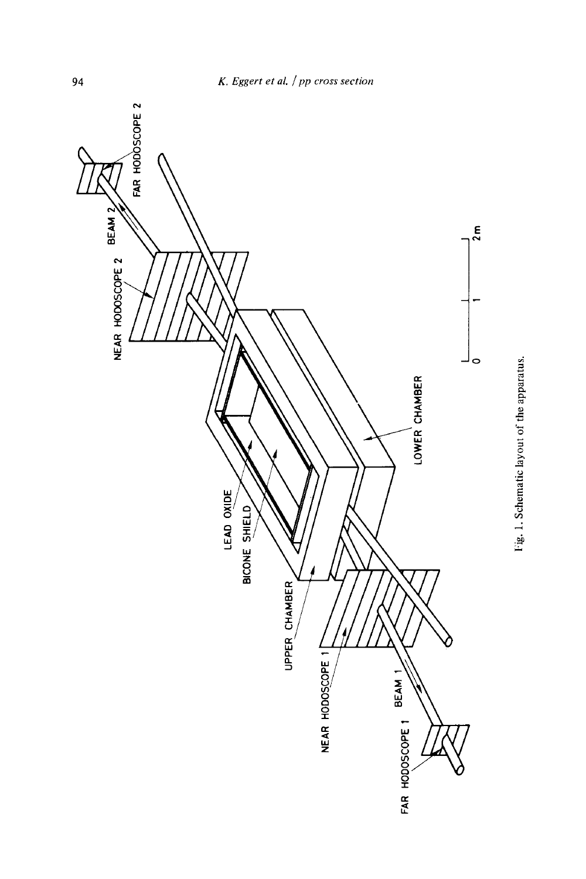Fig. 1. Schematic layout of the apparatus.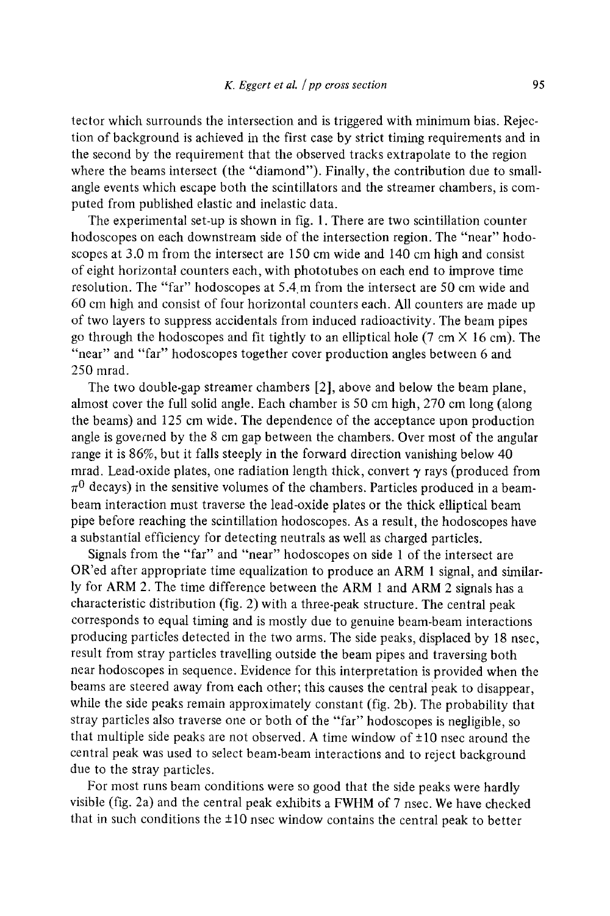tector which surrounds the intersection and is triggered with minimum bias. Rejection of background is achieved in the first case by strict timing requirements and in the second by the requirement that the observed tracks extrapolate to the region where the beams intersect (the "diamond"). Finally, the contribution due to small-angle events which escape both the scintillators and the streamer chambers, is computed from published elastic and inelastic data.

The experimental set-up is shown in fig. 1. There are two scintillation counter hodoscopes on each downstream side of the intersection region. The "near" hodoscopes at 3.0 m from the intersect are 150 cm wide and 140 cm high and consist of eight horizontal counters each, with phototubes on each end to improve time resolution. The "far" hodoscopes at 5.4 m from the intersect are 50 cm wide and 60 cm high and consist of four horizontal counters each. All counters are made up of two layers to suppress accidentals from induced radioactivity. The beam pipes go through the hodoscopes and fit tightly to an elliptical hole (7 cm × 16 cm). The "near" and "far" hodoscopes together cover production angles between 6 and 250 mrad.

The two double-gap streamer chambers [2], above and below the beam plane, almost cover the full solid angle. Each chamber is 50 cm high, 270 cm long (along the beams) and 125 cm wide. The dependence of the acceptance upon production angle is governed by the 8 cm gap between the chambers. Over most of the angular range it is 86%, but it falls steeply in the forward direction vanishing below 40 mrad. Lead-oxide plates, one radiation length thick, convert $\gamma$ rays (produced from $\pi^0$ decays) in the sensitive volumes of the chambers. Particles produced in a beam-beam interaction must traverse the lead-oxide plates or the thick elliptical beam pipe before reaching the scintillation hodoscopes. As a result, the hodoscopes have a substantial efficiency for detecting neutrals as well as charged particles.

Signals from the "far" and "near" hodoscopes on side 1 of the intersect are OR'ed after appropriate time equalization to produce an ARM 1 signal, and similarly for ARM 2. The time difference between the ARM 1 and ARM 2 signals has a characteristic distribution (fig. 2) with a three-peak structure. The central peak corresponds to equal timing and is mostly due to genuine beam-beam interactions producing particles detected in the two arms. The side peaks, displaced by 18 nsec, result from stray particles travelling outside the beam pipes and traversing both near hodoscopes in sequence. Evidence for this interpretation is provided when the beams are steered away from each other; this causes the central peak to disappear, while the side peaks remain approximately constant (fig. 2b). The probability that stray particles also traverse one or both of the "far" hodoscopes is negligible, so that multiple side peaks are not observed. A time window of ±10 nsec around the central peak was used to select beam-beam interactions and to reject background due to the stray particles.

For most runs beam conditions were so good that the side peaks were hardly visible (fig. 2a) and the central peak exhibits a FWHM of 7 nsec. We have checked that in such conditions the ±10 nsec window contains the central peak to better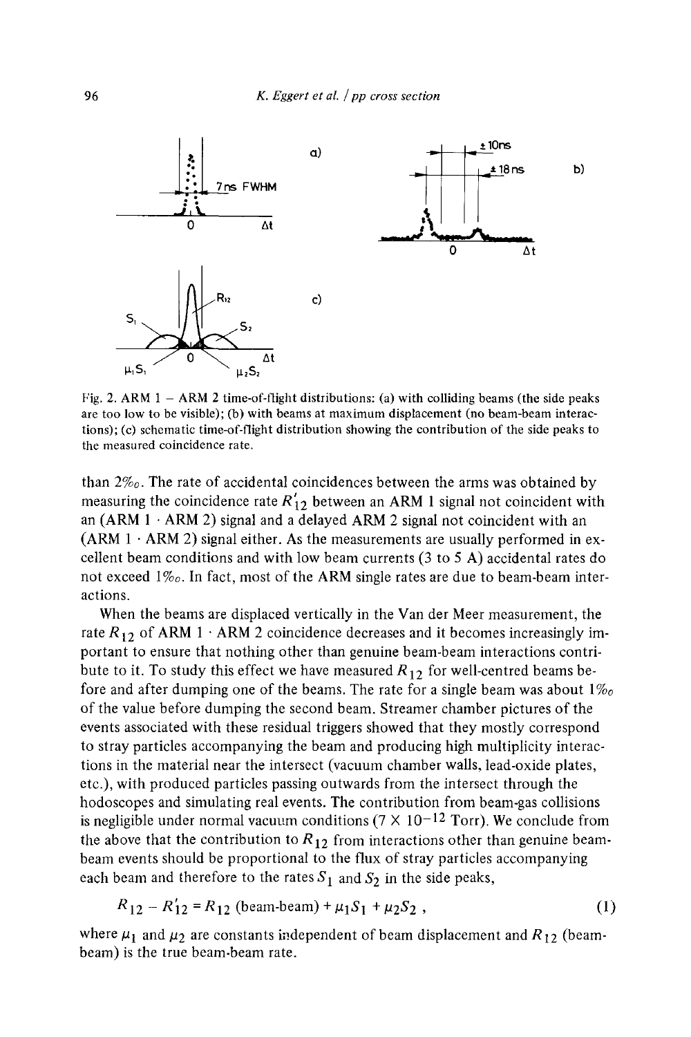Fig. 2. ARM 1 – ARM 2 time-of-flight distributions: (a) with colliding beams (the side peaks are too low to be visible); (b) with beams at maximum displacement (no beam-beam interactions); (c) schematic time-of-flight distribution showing the contribution of the side peaks to the measured coincidence rate.

than 2‰. The rate of accidental coincidences between the arms was obtained by measuring the coincidence rate $R'_{12}$ between an ARM 1 signal not coincident with an (ARM 1 · ARM 2) signal and a delayed ARM 2 signal not coincident with an (ARM 1 · ARM 2) signal either. As the measurements are usually performed in excellent beam conditions and with low beam currents (3 to 5 A) accidental rates do not exceed 1‰. In fact, most of the ARM single rates are due to beam-beam interactions.

When the beams are displaced vertically in the Van der Meer measurement, the rate $R_{12}$ of ARM 1 · ARM 2 coincidence decreases and it becomes increasingly important to ensure that nothing other than genuine beam-beam interactions contribute to it. To study this effect we have measured $R_{12}$ for well-centred beams before and after dumping one of the beams. The rate for a single beam was about 1‰ of the value before dumping the second beam. Streamer chamber pictures of the events associated with these residual triggers showed that they mostly correspond to stray particles accompanying the beam and producing high multiplicity interactions in the material near the intersect (vacuum chamber walls, lead-oxide plates, etc.), with produced particles passing outwards from the intersect through the hodoscopes and simulating real events. The contribution from beam-gas collisions is negligible under normal vacuum conditions ($7 \times 10^{-12}$ Torr). We conclude from the above that the contribution to $R_{12}$ from interactions other than genuine beam-beam events should be proportional to the flux of stray particles accompanying each beam and therefore to the rates $S_1$ and $S_2$ in the side peaks,

$$R_{12} - R'_{12} = R_{12}\,(\text{beam-beam}) + \mu_1 S_1 + \mu_2 S_2 \,, \tag{1}$$

where $\mu_1$ and $\mu_2$ are constants independent of beam displacement and $R_{12}$ (beam-beam) is the true beam-beam rate.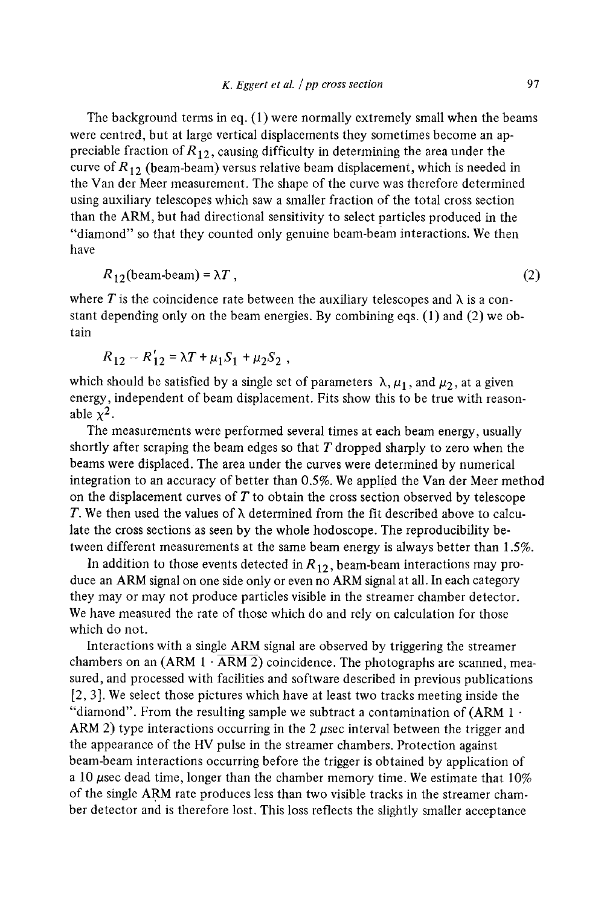The background terms in eq. (1) were normally extremely small when the beams were centred, but at large vertical displacements they sometimes become an appreciable fraction of $R_{12}$, causing difficulty in determining the area under the curve of $R_{12}$ (beam-beam) versus relative beam displacement, which is needed in the Van der Meer measurement. The shape of the curve was therefore determined using auxiliary telescopes which saw a smaller fraction of the total cross section than the ARM, but had directional sensitivity to select particles produced in the "diamond" so that they counted only genuine beam-beam interactions. We then have

$$R_{12}(\text{beam-beam}) = \lambda T \,, \tag{2}$$

where $T$ is the coincidence rate between the auxiliary telescopes and $\lambda$ is a constant depending only on the beam energies. By combining eqs. (1) and (2) we obtain

$$R_{12} - R'_{12} = \lambda T + \mu_1 S_1 + \mu_2 S_2 \,,$$

which should be satisfied by a single set of parameters $\lambda$, $\mu_1$, and $\mu_2$, at a given energy, independent of beam displacement. Fits show this to be true with reasonable $\chi^2$.

The measurements were performed several times at each beam energy, usually shortly after scraping the beam edges so that $T$ dropped sharply to zero when the beams were displaced. The area under the curves were determined by numerical integration to an accuracy of better than 0.5%. We applied the Van der Meer method on the displacement curves of $T$ to obtain the cross section observed by telescope $T$. We then used the values of $\lambda$ determined from the fit described above to calculate the cross sections as seen by the whole hodoscope. The reproducibility between different measurements at the same beam energy is always better than 1.5%.

In addition to those events detected in $R_{12}$, beam-beam interactions may produce an ARM signal on one side only or even no ARM signal at all. In each category they may or may not produce particles visible in the streamer chamber detector. We have measured the rate of those which do and rely on calculation for those which do not.

Interactions with a single ARM signal are observed by triggering the streamer chambers on an (ARM 1 · $\overline{\text{ARM 2}}$) coincidence. The photographs are scanned, measured, and processed with facilities and software described in previous publications [2, 3]. We select those pictures which have at least two tracks meeting inside the "diamond". From the resulting sample we subtract a contamination of (ARM 1 · ARM 2) type interactions occurring in the 2 $\mu$sec interval between the trigger and the appearance of the HV pulse in the streamer chambers. Protection against beam-beam interactions occurring before the trigger is obtained by application of a 10 $\mu$sec dead time, longer than the chamber memory time. We estimate that 10% of the single ARM rate produces less than two visible tracks in the streamer chamber detector and is therefore lost. This loss reflects the slightly smaller acceptance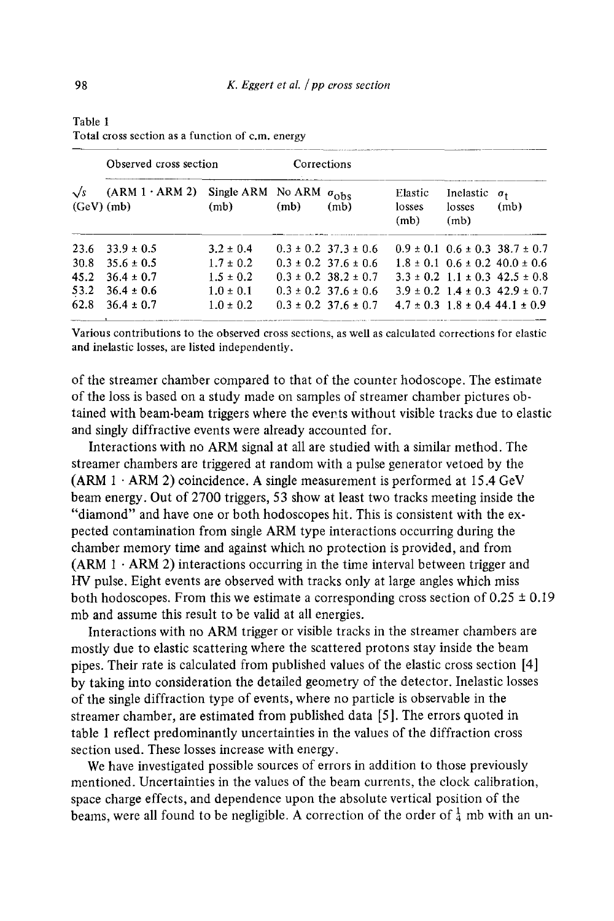Table 1
Total cross section as a function of c.m. energy

| | Observed cross section | | | | Corrections | | |
|---|---|---|---|---|---|---|---|
| $\sqrt{s}$ (GeV) | (ARM 1 · ARM 2) (mb) | Single ARM (mb) | No ARM (mb) | $\sigma_{obs}$ (mb) | Elastic losses (mb) | Inelastic losses (mb) | $\sigma_t$ (mb) |
| 23.6 | 33.9 ± 0.5 | 3.2 ± 0.4 | 0.3 ± 0.2 | 37.3 ± 0.6 | 0.9 ± 0.1 | 0.6 ± 0.3 | 38.7 ± 0.7 |
| 30.8 | 35.6 ± 0.5 | 1.7 ± 0.2 | 0.3 ± 0.2 | 37.6 ± 0.6 | 1.8 ± 0.1 | 0.6 ± 0.2 | 40.0 ± 0.6 |
| 45.2 | 36.4 ± 0.7 | 1.5 ± 0.2 | 0.3 ± 0.2 | 38.2 ± 0.7 | 3.3 ± 0.2 | 1.1 ± 0.3 | 42.5 ± 0.8 |
| 53.2 | 36.4 ± 0.6 | 1.0 ± 0.1 | 0.3 ± 0.2 | 37.6 ± 0.6 | 3.9 ± 0.2 | 1.4 ± 0.3 | 42.9 ± 0.7 |
| 62.8 | 36.4 ± 0.7 | 1.0 ± 0.2 | 0.3 ± 0.2 | 37.6 ± 0.7 | 4.7 ± 0.3 | 1.8 ± 0.4 | 44.1 ± 0.9 |

Various contributions to the observed cross sections, as well as calculated corrections for elastic and inelastic losses, are listed independently.

of the streamer chamber compared to that of the counter hodoscope. The estimate of the loss is based on a study made on samples of streamer chamber pictures obtained with beam-beam triggers where the events without visible tracks due to elastic and singly diffractive events were already accounted for.

Interactions with no ARM signal at all are studied with a similar method. The streamer chambers are triggered at random with a pulse generator vetoed by the (ARM 1 · ARM 2) coincidence. A single measurement is performed at 15.4 GeV beam energy. Out of 2700 triggers, 53 show at least two tracks meeting inside the "diamond" and have one or both hodoscopes hit. This is consistent with the expected contamination from single ARM type interactions occurring during the chamber memory time and against which no protection is provided, and from (ARM 1 · ARM 2) interactions occurring in the time interval between trigger and HV pulse. Eight events are observed with tracks only at large angles which miss both hodoscopes. From this we estimate a corresponding cross section of 0.25 ± 0.19 mb and assume this result to be valid at all energies.

Interactions with no ARM trigger or visible tracks in the streamer chambers are mostly due to elastic scattering where the scattered protons stay inside the beam pipes. Their rate is calculated from published values of the elastic cross section [4] by taking into consideration the detailed geometry of the detector. Inelastic losses of the single diffraction type of events, where no particle is observable in the streamer chamber, are estimated from published data [5]. The errors quoted in table 1 reflect predominantly uncertainties in the values of the diffraction cross section used. These losses increase with energy.

We have investigated possible sources of errors in addition to those previously mentioned. Uncertainties in the values of the beam currents, the clock calibration, space charge effects, and dependence upon the absolute vertical position of the beams, were all found to be negligible. A correction of the order of $\frac{1}{4}$ mb with an un-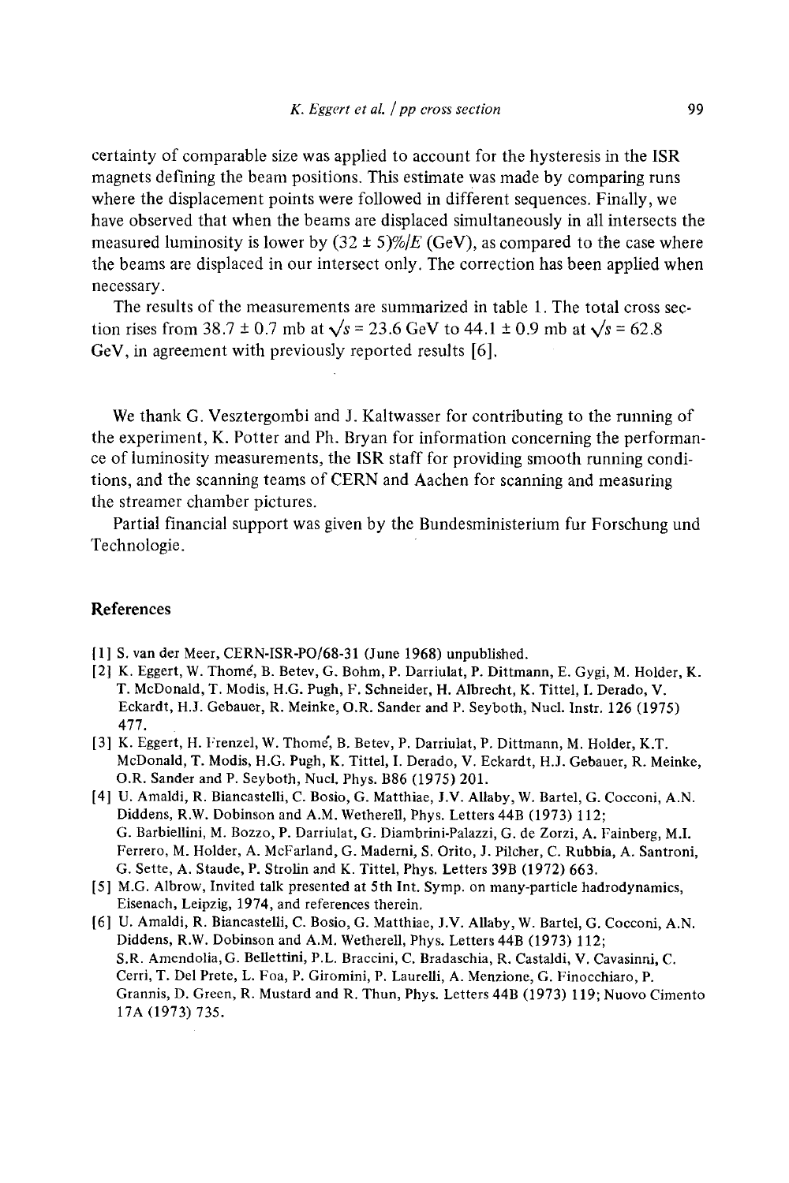certainty of comparable size was applied to account for the hysteresis in the ISR magnets defining the beam positions. This estimate was made by comparing runs where the displacement points were followed in different sequences. Finally, we have observed that when the beams are displaced simultaneously in all intersects the measured luminosity is lower by $(32 \pm 5)\%/E$ (GeV), as compared to the case where the beams are displaced in our intersect only. The correction has been applied when necessary.

The results of the measurements are summarized in table 1. The total cross section rises from $38.7 \pm 0.7$ mb at $\sqrt{s} = 23.6$ GeV to $44.1 \pm 0.9$ mb at $\sqrt{s} = 62.8$ GeV, in agreement with previously reported results [6].

We thank G. Vesztergombi and J. Kaltwasser for contributing to the running of the experiment, K. Potter and Ph. Bryan for information concerning the performance of luminosity measurements, the ISR staff for providing smooth running conditions, and the scanning teams of CERN and Aachen for scanning and measuring the streamer chamber pictures.

Partial financial support was given by the Bundesministerium fur Forschung und Technologie.

## References

[1] S. van der Meer, CERN-ISR-PO/68-31 (June 1968) unpublished.

[2] K. Eggert, W. Thomé, B. Betev, G. Bohm, P. Darriulat, P. Dittmann, E. Gygi, M. Holder, K. T. McDonald, T. Modis, H.G. Pugh, F. Schneider, H. Albrecht, K. Tittel, I. Derado, V. Eckardt, H.J. Gebauer, R. Meinke, O.R. Sander and P. Seyboth, Nucl. Instr. 126 (1975) 477.

[3] K. Eggert, H. Frenzel, W. Thomé, B. Betev, P. Darriulat, P. Dittmann, M. Holder, K.T. McDonald, T. Modis, H.G. Pugh, K. Tittel, I. Derado, V. Eckardt, H.J. Gebauer, R. Meinke, O.R. Sander and P. Seyboth, Nucl. Phys. B86 (1975) 201.

[4] U. Amaldi, R. Biancastelli, C. Bosio, G. Matthiae, J.V. Allaby, W. Bartel, G. Cocconi, A.N. Diddens, R.W. Dobinson and A.M. Wetherell, Phys. Letters 44B (1973) 112; G. Barbiellini, M. Bozzo, P. Darriulat, G. Diambrini-Palazzi, G. de Zorzi, A. Fainberg, M.I. Ferrero, M. Holder, A. McFarland, G. Maderni, S. Orito, J. Pilcher, C. Rubbia, A. Santroni, G. Sette, A. Staude, P. Strolin and K. Tittel, Phys. Letters 39B (1972) 663.

[5] M.G. Albrow, Invited talk presented at 5th Int. Symp. on many-particle hadrodynamics, Eisenach, Leipzig, 1974, and references therein.

[6] U. Amaldi, R. Biancastelli, C. Bosio, G. Matthiae, J.V. Allaby, W. Bartel, G. Cocconi, A.N. Diddens, R.W. Dobinson and A.M. Wetherell, Phys. Letters 44B (1973) 112; S.R. Amendolia, G. Bellettini, P.L. Braccini, C. Bradaschia, R. Castaldi, V. Cavasinni, C. Cerri, T. Del Prete, L. Foa, P. Giromini, P. Laurelli, A. Menzione, G. Finocchiaro, P. Grannis, D. Green, R. Mustard and R. Thun, Phys. Letters 44B (1973) 119; Nuovo Cimento 17A (1973) 735.